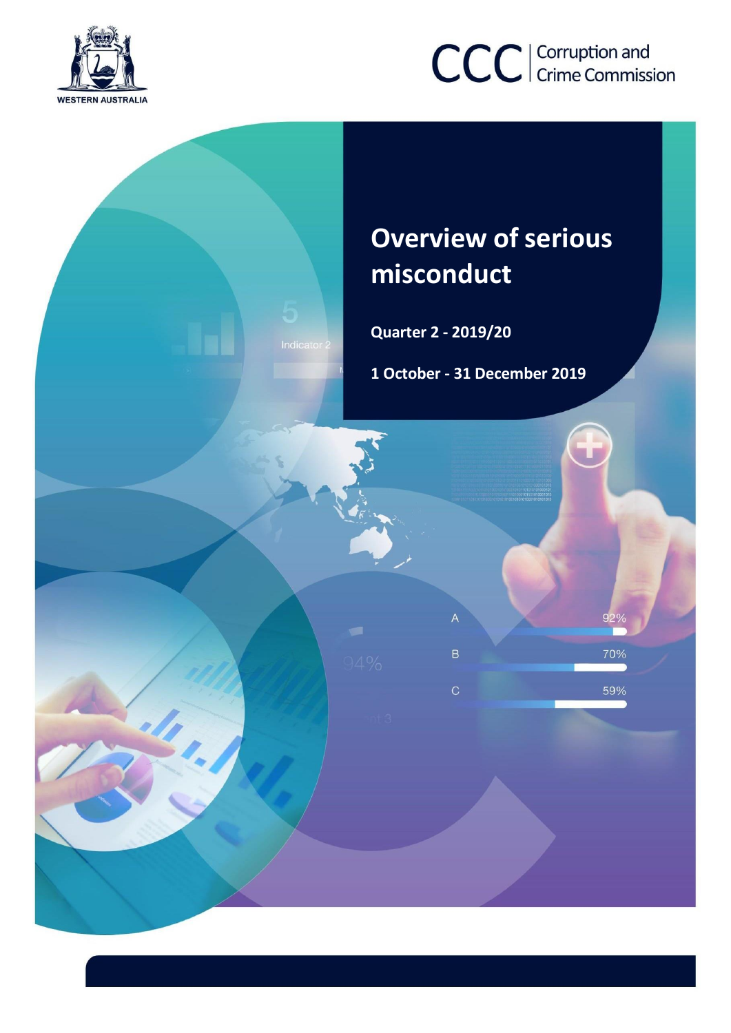WESTERN AUSTRALIA

CCC | Corruption and Crime Commission

# Overview of serious misconduct

**Quarter 2 - 2019/20**

**1 October - 31 December 2019**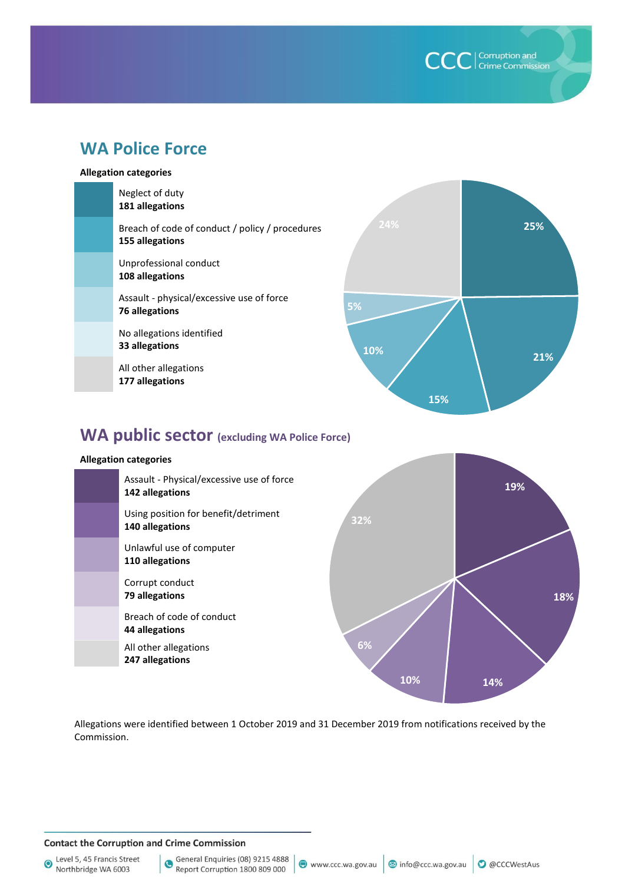## WA Police Force

**Allegation categories**

Neglect of duty
**181 allegations**

Breach of code of conduct / policy / procedures
**155 allegations**

Unprofessional conduct
**108 allegations**

Assault - physical/excessive use of force
**76 allegations**

No allegations identified
**33 allegations**

All other allegations
**177 allegations**

25%
21%
15%
10%
5%
24%

## WA public sector (excluding WA Police Force)

**Allegation categories**

Assault - Physical/excessive use of force
**142 allegations**

Using position for benefit/detriment
**140 allegations**

Unlawful use of computer
**110 allegations**

Corrupt conduct
**79 allegations**

Breach of code of conduct
**44 allegations**

All other allegations
**247 allegations**

19%
18%
14%
10%
6%
32%

Allegations were identified between 1 October 2019 and 31 December 2019 from notifications received by the Commission.

**Contact the Corruption and Crime Commission**

Level 5, 45 Francis Street Northbridge WA 6003 | General Enquiries (08) 9215 4888 Report Corruption 1800 809 000 | www.ccc.wa.gov.au | info@ccc.wa.gov.au | @CCCWestAus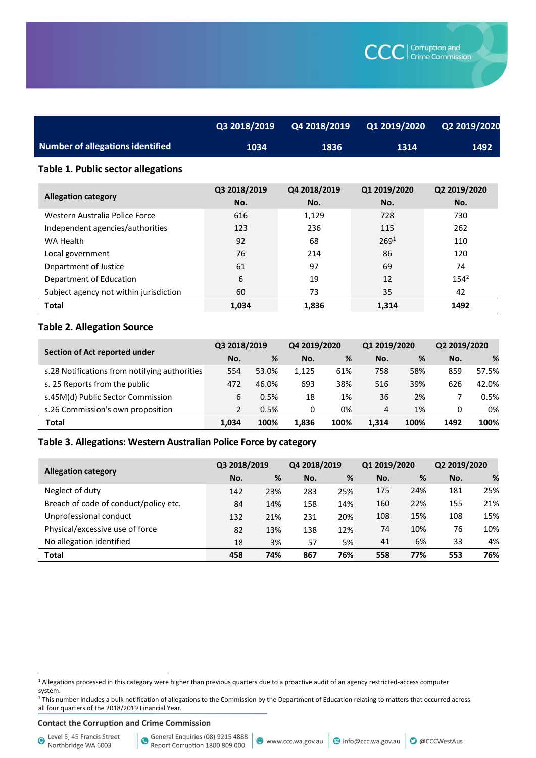| | Q3 2018/2019 | Q4 2018/2019 | Q1 2019/2020 | Q2 2019/2020 |
|---|---|---|---|---|
| **Number of allegations identified** | 1034 | 1836 | 1314 | 1492 |

## Table 1. Public sector allegations

| Allegation category | Q3 2018/2019 | Q4 2018/2019 | Q1 2019/2020 | Q2 2019/2020 |
|---|---|---|---|---|
| | No. | No. | No. | No. |
| Western Australia Police Force | 616 | 1,129 | 728 | 730 |
| Independent agencies/authorities | 123 | 236 | 115 | 262 |
| WA Health | 92 | 68 | 269[1] | 110 |
| Local government | 76 | 214 | 86 | 120 |
| Department of Justice | 61 | 97 | 69 | 74 |
| Department of Education | 6 | 19 | 12 | 154[2] |
| Subject agency not within jurisdiction | 60 | 73 | 35 | 42 |
| **Total** | **1,034** | **1,836** | **1,314** | **1492** |

## Table 2. Allegation Source

| Section of Act reported under | Q3 2018/2019 | | Q4 2019/2020 | | Q1 2019/2020 | | Q2 2019/2020 | |
|---|---|---|---|---|---|---|---|---|
| | No. | % | No. | % | No. | % | No. | % |
| s.28 Notifications from notifying authorities | 554 | 53.0% | 1,125 | 61% | 758 | 58% | 859 | 57.5% |
| s. 25 Reports from the public | 472 | 46.0% | 693 | 38% | 516 | 39% | 626 | 42.0% |
| s.45M(d) Public Sector Commission | 6 | 0.5% | 18 | 1% | 36 | 2% | 7 | 0.5% |
| s.26 Commission's own proposition | 2 | 0.5% | 0 | 0% | 4 | 1% | 0 | 0% |
| **Total** | **1,034** | **100%** | **1,836** | **100%** | **1,314** | **100%** | **1492** | **100%** |

## Table 3. Allegations: Western Australian Police Force by category

| Allegation category | Q3 2018/2019 | | Q4 2018/2019 | | Q1 2019/2020 | | Q2 2019/2020 | |
|---|---|---|---|---|---|---|---|---|
| | No. | % | No. | % | No. | % | No. | % |
| Neglect of duty | 142 | 23% | 283 | 25% | 175 | 24% | 181 | 25% |
| Breach of code of conduct/policy etc. | 84 | 14% | 158 | 14% | 160 | 22% | 155 | 21% |
| Unprofessional conduct | 132 | 21% | 231 | 20% | 108 | 15% | 108 | 15% |
| Physical/excessive use of force | 82 | 13% | 138 | 12% | 74 | 10% | 76 | 10% |
| No allegation identified | 18 | 3% | 57 | 5% | 41 | 6% | 33 | 4% |
| **Total** | **458** | **74%** | **867** | **76%** | **558** | **77%** | **553** | **76%** |

[1] Allegations processed in this category were higher than previous quarters due to a proactive audit of an agency restricted-access computer system.

[2] This number includes a bulk notification of allegations to the Commission by the Department of Education relating to matters that occurred across all four quarters of the 2018/2019 Financial Year.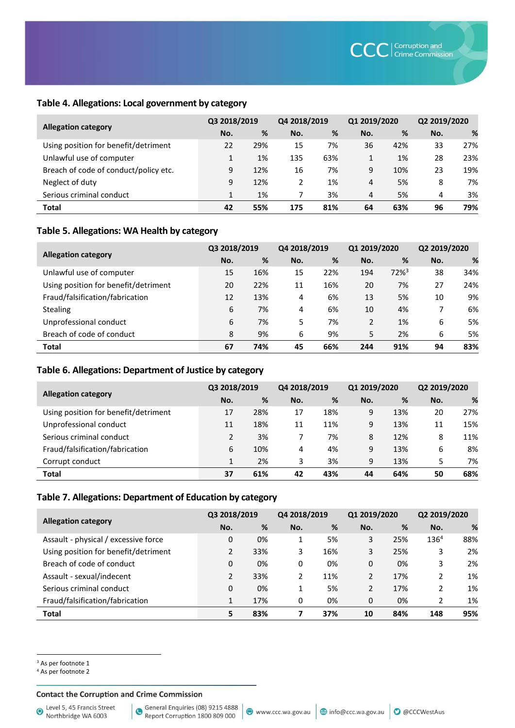## Table 4. Allegations: Local government by category

| Allegation category | Q3 2018/2019 | | Q4 2018/2019 | | Q1 2019/2020 | | Q2 2019/2020 | |
|---|---|---|---|---|---|---|---|---|
| | No. | % | No. | % | No. | % | No. | % |
| Using position for benefit/detriment | 22 | 29% | 15 | 7% | 36 | 42% | 33 | 27% |
| Unlawful use of computer | 1 | 1% | 135 | 63% | 1 | 1% | 28 | 23% |
| Breach of code of conduct/policy etc. | 9 | 12% | 16 | 7% | 9 | 10% | 23 | 19% |
| Neglect of duty | 9 | 12% | 2 | 1% | 4 | 5% | 8 | 7% |
| Serious criminal conduct | 1 | 1% | 7 | 3% | 4 | 5% | 4 | 3% |
| **Total** | **42** | **55%** | **175** | **81%** | **64** | **63%** | **96** | **79%** |

## Table 5. Allegations: WA Health by category

| Allegation category | Q3 2018/2019 | | Q4 2018/2019 | | Q1 2019/2020 | | Q2 2019/2020 | |
|---|---|---|---|---|---|---|---|---|
| | No. | % | No. | % | No. | % | No. | % |
| Unlawful use of computer | 15 | 16% | 15 | 22% | 194 | 72%[3] | 38 | 34% |
| Using position for benefit/detriment | 20 | 22% | 11 | 16% | 20 | 7% | 27 | 24% |
| Fraud/falsification/fabrication | 12 | 13% | 4 | 6% | 13 | 5% | 10 | 9% |
| Stealing | 6 | 7% | 4 | 6% | 10 | 4% | 7 | 6% |
| Unprofessional conduct | 6 | 7% | 5 | 7% | 2 | 1% | 6 | 5% |
| Breach of code of conduct | 8 | 9% | 6 | 9% | 5 | 2% | 6 | 5% |
| **Total** | **67** | **74%** | **45** | **66%** | **244** | **91%** | **94** | **83%** |

## Table 6. Allegations: Department of Justice by category

| Allegation category | Q3 2018/2019 | | Q4 2018/2019 | | Q1 2019/2020 | | Q2 2019/2020 | |
|---|---|---|---|---|---|---|---|---|
| | No. | % | No. | % | No. | % | No. | % |
| Using position for benefit/detriment | 17 | 28% | 17 | 18% | 9 | 13% | 20 | 27% |
| Unprofessional conduct | 11 | 18% | 11 | 11% | 9 | 13% | 11 | 15% |
| Serious criminal conduct | 2 | 3% | 7 | 7% | 8 | 12% | 8 | 11% |
| Fraud/falsification/fabrication | 6 | 10% | 4 | 4% | 9 | 13% | 6 | 8% |
| Corrupt conduct | 1 | 2% | 3 | 3% | 9 | 13% | 5 | 7% |
| **Total** | **37** | **61%** | **42** | **43%** | **44** | **64%** | **50** | **68%** |

## Table 7. Allegations: Department of Education by category

| Allegation category | Q3 2018/2019 | | Q4 2018/2019 | | Q1 2019/2020 | | Q2 2019/2020 | |
|---|---|---|---|---|---|---|---|---|
| | No. | % | No. | % | No. | % | No. | % |
| Assault - physical / excessive force | 0 | 0% | 1 | 5% | 3 | 25% | 136[4] | 88% |
| Using position for benefit/detriment | 2 | 33% | 3 | 16% | 3 | 25% | 3 | 2% |
| Breach of code of conduct | 0 | 0% | 0 | 0% | 0 | 0% | 3 | 2% |
| Assault - sexual/indecent | 2 | 33% | 2 | 11% | 2 | 17% | 2 | 1% |
| Serious criminal conduct | 0 | 0% | 1 | 5% | 2 | 17% | 2 | 1% |
| Fraud/falsification/fabrication | 1 | 17% | 0 | 0% | 0 | 0% | 2 | 1% |
| **Total** | **5** | **83%** | **7** | **37%** | **10** | **84%** | **148** | **95%** |

[3] As per footnote 1

[4] As per footnote 2

**Contact the Corruption and Crime Commission**

Level 5, 45 Francis Street Northbridge WA 6003 | General Enquiries (08) 9215 4888 Report Corruption 1800 809 000 | www.ccc.wa.gov.au | info@ccc.wa.gov.au | @CCCWestAus